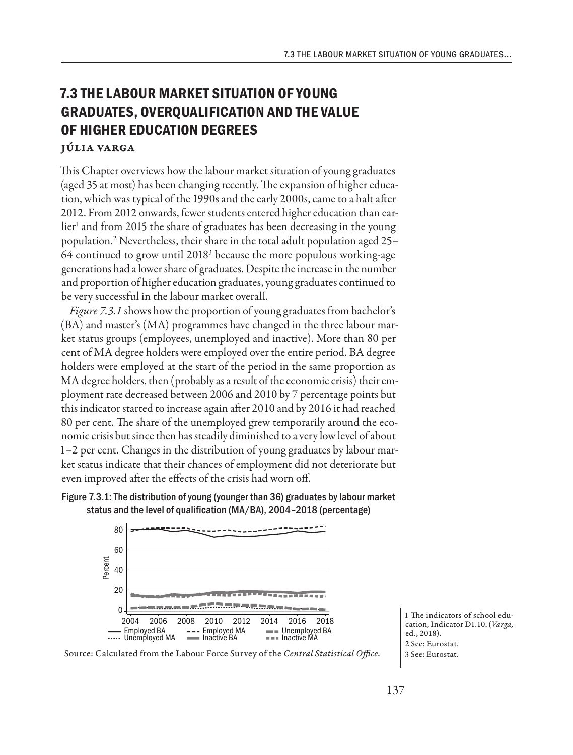# 7.3 THE LABOUR MARKET SITUATION OF YOUNG GRADUATES, OVERQUALIFICATION AND THE VALUE OF HIGHER EDUCATION DEGREES

**JÚLIA VARGA**

This Chapter overviews how the labour market situation of young graduates (aged 35 at most) has been changing recently. The expansion of higher education, which was typical of the 1990s and the early 2000s, came to a halt after 2012. From 2012 onwards, fewer students entered higher education than earlier[1] and from 2015 the share of graduates has been decreasing in the young population.[2] Nevertheless, their share in the total adult population aged 25–64 continued to grow until 2018[3] because the more populous working-age generations had a lower share of graduates. Despite the increase in the number and proportion of higher education graduates, young graduates continued to be very successful in the labour market overall.

*Figure 7.3.1* shows how the proportion of young graduates from bachelor's (BA) and master's (MA) programmes have changed in the three labour market status groups (employees, unemployed and inactive). More than 80 per cent of MA degree holders were employed over the entire period. BA degree holders were employed at the start of the period in the same proportion as MA degree holders, then (probably as a result of the economic crisis) their employment rate decreased between 2006 and 2010 by 7 percentage points but this indicator started to increase again after 2010 and by 2016 it had reached 80 per cent. The share of the unemployed grew temporarily around the economic crisis but since then has steadily diminished to a very low level of about 1–2 per cent. Changes in the distribution of young graduates by labour market status indicate that their chances of employment did not deteriorate but even improved after the effects of the crisis had worn off.

Figure 7.3.1: The distribution of young (younger than 36) graduates by labour market status and the level of qualification (MA/BA), 2004–2018 (percentage)

Source: Calculated from the Labour Force Survey of the *Central Statistical Office*.

1 The indicators of school education, Indicator D1.10. (*Varga,* ed., 2018).

2 See: Eurostat.

3 See: Eurostat.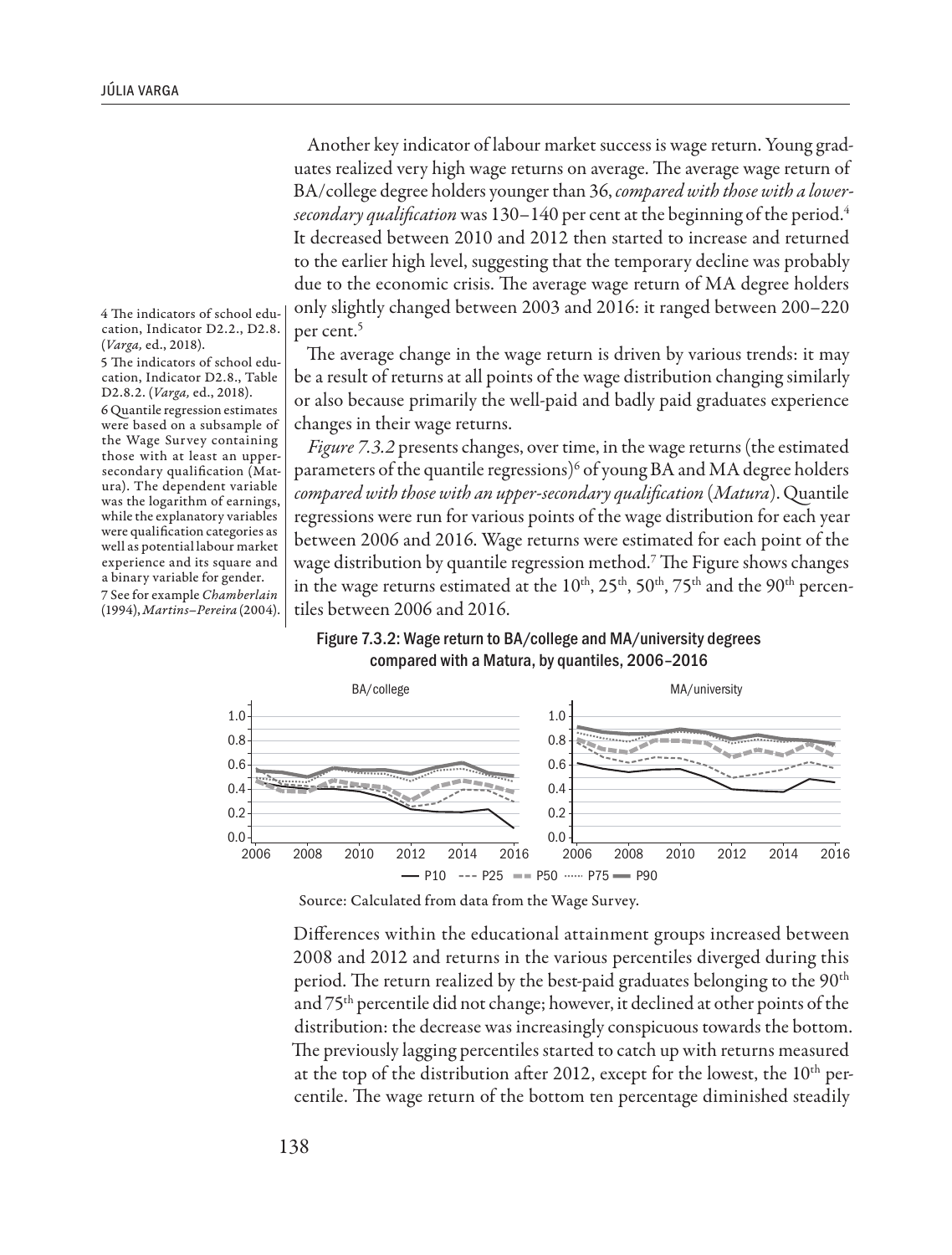Another key indicator of labour market success is wage return. Young graduates realized very high wage returns on average. The average wage return of BA/college degree holders younger than 36, *compared with those with a lower-secondary qualification* was 130–140 per cent at the beginning of the period.[4] It decreased between 2010 and 2012 then started to increase and returned to the earlier high level, suggesting that the temporary decline was probably due to the economic crisis. The average wage return of MA degree holders only slightly changed between 2003 and 2016: it ranged between 200–220 per cent.[5]

The average change in the wage return is driven by various trends: it may be a result of returns at all points of the wage distribution changing similarly or also because primarily the well-paid and badly paid graduates experience changes in their wage returns.

*Figure 7.3.2* presents changes, over time, in the wage returns (the estimated parameters of the quantile regressions)[6] of young BA and MA degree holders *compared with those with an upper-secondary qualification* (*Matura*). Quantile regressions were run for various points of the wage distribution for each year between 2006 and 2016. Wage returns were estimated for each point of the wage distribution by quantile regression method.[7] The Figure shows changes in the wage returns estimated at the 10th, 25th, 50th, 75th and the 90th percentiles between 2006 and 2016.

Figure 7.3.2: Wage return to BA/college and MA/university degrees compared with a Matura, by quantiles, 2006–2016

Source: Calculated from data from the Wage Survey.

Differences within the educational attainment groups increased between 2008 and 2012 and returns in the various percentiles diverged during this period. The return realized by the best-paid graduates belonging to the 90th and 75th percentile did not change; however, it declined at other points of the distribution: the decrease was increasingly conspicuous towards the bottom. The previously lagging percentiles started to catch up with returns measured at the top of the distribution after 2012, except for the lowest, the 10th percentile. The wage return of the bottom ten percentage diminished steadily

---

4 The indicators of school education, Indicator D2.2., D2.8. (*Varga,* ed., 2018).

5 The indicators of school education, Indicator D2.8., Table D2.8.2. (*Varga,* ed., 2018).

6 Quantile regression estimates were based on a subsample of the Wage Survey containing those with at least an upper-secondary qualification (Matura). The dependent variable was the logarithm of earnings, while the explanatory variables were qualification categories as well as potential labour market experience and its square and a binary variable for gender.

7 See for example *Chamberlain* (1994), *Martins–Pereira* (2004).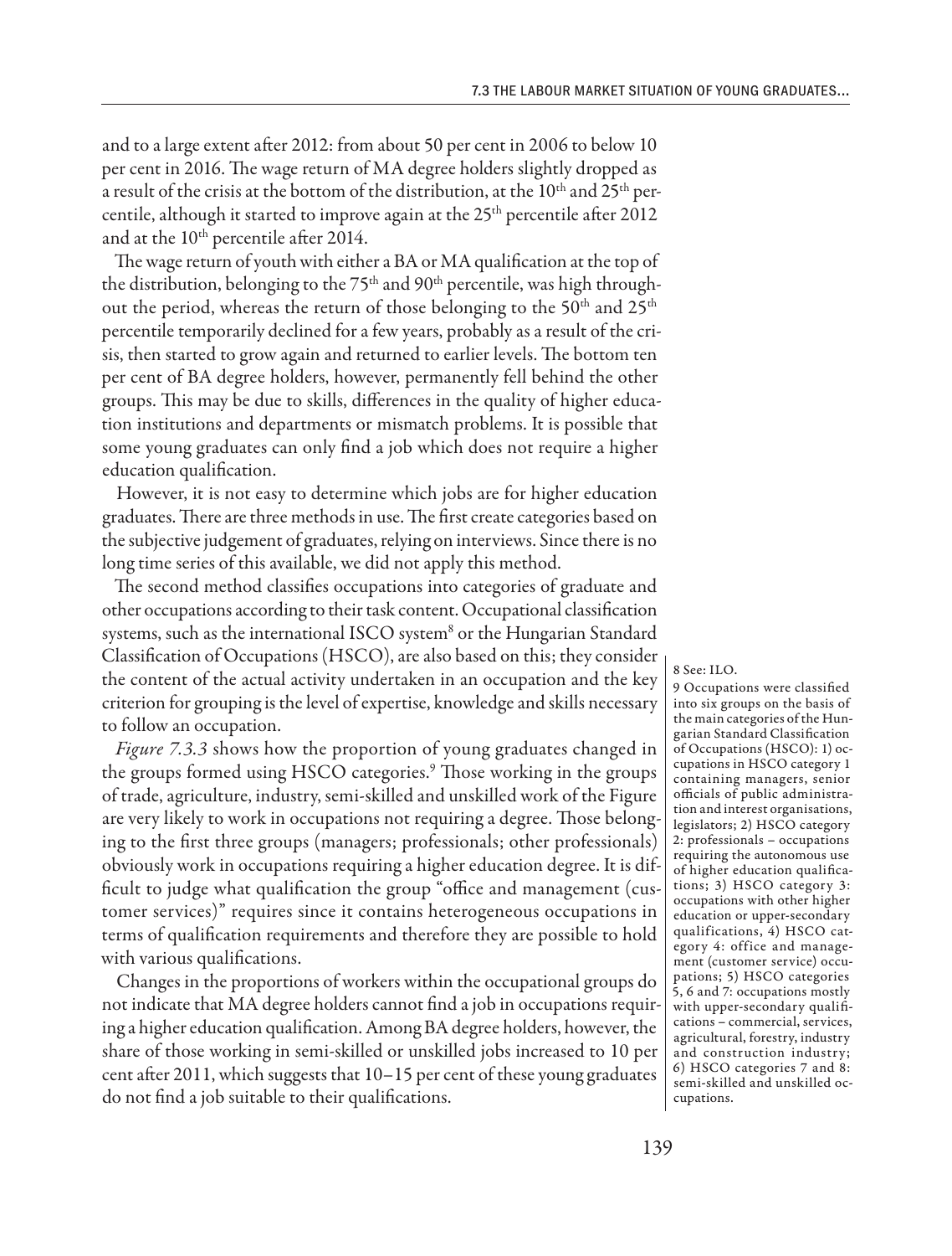and to a large extent after 2012: from about 50 per cent in 2006 to below 10 per cent in 2016. The wage return of MA degree holders slightly dropped as a result of the crisis at the bottom of the distribution, at the 10th and 25th percentile, although it started to improve again at the 25th percentile after 2012 and at the 10th percentile after 2014.

The wage return of youth with either a BA or MA qualification at the top of the distribution, belonging to the 75th and 90th percentile, was high throughout the period, whereas the return of those belonging to the 50th and 25th percentile temporarily declined for a few years, probably as a result of the crisis, then started to grow again and returned to earlier levels. The bottom ten per cent of BA degree holders, however, permanently fell behind the other groups. This may be due to skills, differences in the quality of higher education institutions and departments or mismatch problems. It is possible that some young graduates can only find a job which does not require a higher education qualification.

However, it is not easy to determine which jobs are for higher education graduates. There are three methods in use. The first create categories based on the subjective judgement of graduates, relying on interviews. Since there is no long time series of this available, we did not apply this method.

The second method classifies occupations into categories of graduate and other occupations according to their task content. Occupational classification systems, such as the international ISCO system[8] or the Hungarian Standard Classification of Occupations (HSCO), are also based on this; they consider the content of the actual activity undertaken in an occupation and the key criterion for grouping is the level of expertise, knowledge and skills necessary to follow an occupation.

*Figure 7.3.3* shows how the proportion of young graduates changed in the groups formed using HSCO categories.[9] Those working in the groups of trade, agriculture, industry, semi-skilled and unskilled work of the Figure are very likely to work in occupations not requiring a degree. Those belonging to the first three groups (managers; professionals; other professionals) obviously work in occupations requiring a higher education degree. It is difficult to judge what qualification the group "office and management (customer services)" requires since it contains heterogeneous occupations in terms of qualification requirements and therefore they are possible to hold with various qualifications.

Changes in the proportions of workers within the occupational groups do not indicate that MA degree holders cannot find a job in occupations requiring a higher education qualification. Among BA degree holders, however, the share of those working in semi-skilled or unskilled jobs increased to 10 per cent after 2011, which suggests that 10–15 per cent of these young graduates do not find a job suitable to their qualifications.

8 See: ILO.

9 Occupations were classified into six groups on the basis of the main categories of the Hungarian Standard Classification of Occupations (HSCO): 1) occupations in HSCO category 1 containing managers, senior officials of public administration and interest organisations, legislators; 2) HSCO category 2: professionals – occupations requiring the autonomous use of higher education qualifications; 3) HSCO category 3: occupations with other higher education or upper-secondary qualifications, 4) HSCO category 4: office and management (customer service) occupations; 5) HSCO categories 5, 6 and 7: occupations mostly with upper-secondary qualifications – commercial, services, agricultural, forestry, industry and construction industry; 6) HSCO categories 7 and 8: semi-skilled and unskilled occupations.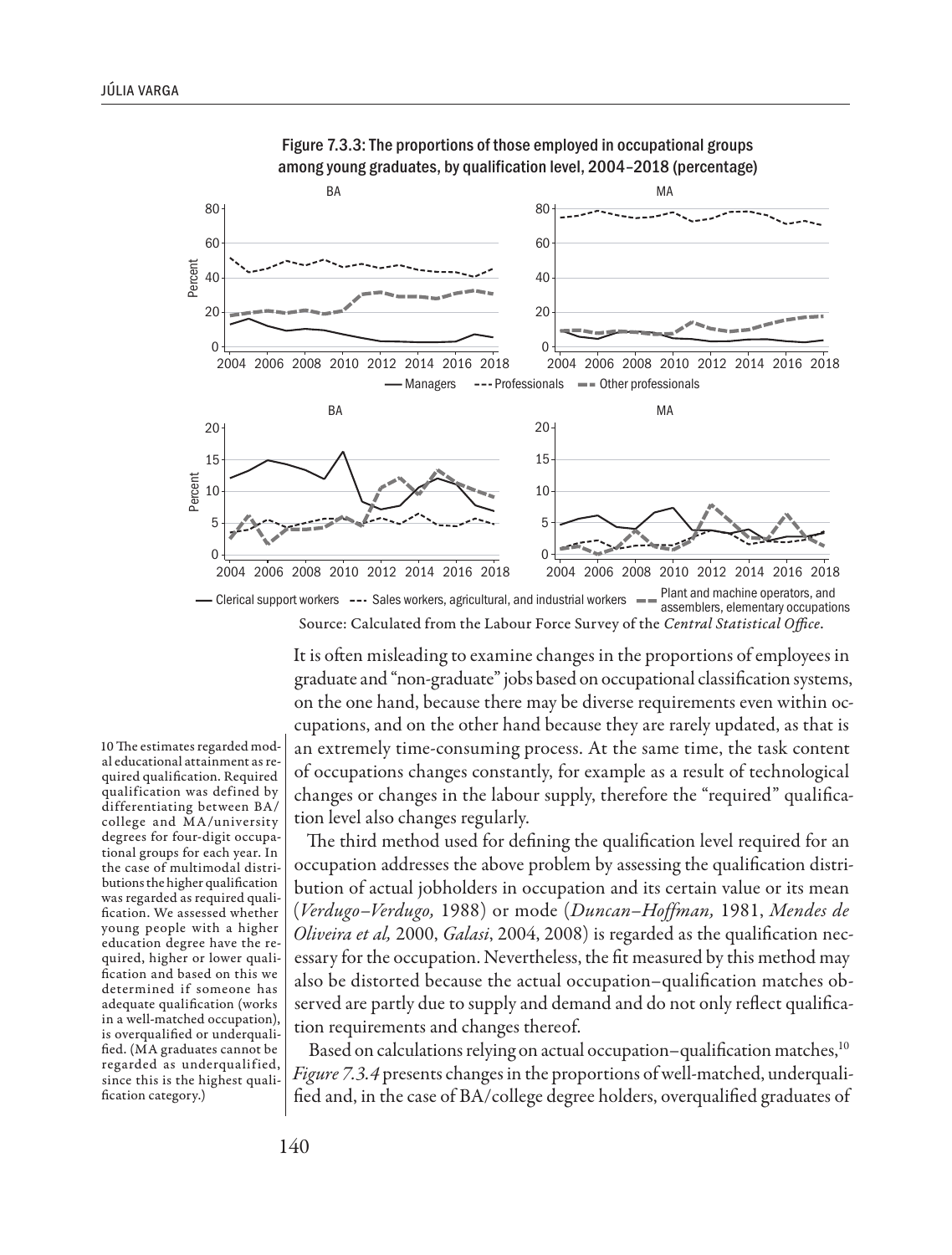Figure 7.3.3: The proportions of those employed in occupational groups among young graduates, by qualification level, 2004–2018 (percentage)

Source: Calculated from the Labour Force Survey of the *Central Statistical Office*.

It is often misleading to examine changes in the proportions of employees in graduate and "non-graduate" jobs based on occupational classification systems, on the one hand, because there may be diverse requirements even within occupations, and on the other hand because they are rarely updated, as that is an extremely time-consuming process. At the same time, the task content of occupations changes constantly, for example as a result of technological changes or changes in the labour supply, therefore the "required" qualification level also changes regularly.

The third method used for defining the qualification level required for an occupation addresses the above problem by assessing the qualification distribution of actual jobholders in occupation and its certain value or its mean (*Verdugo–Verdugo,* 1988) or mode (*Duncan–Hoffman,* 1981, *Mendes de Oliveira et al,* 2000, *Galasi*, 2004, 2008) is regarded as the qualification necessary for the occupation. Nevertheless, the fit measured by this method may also be distorted because the actual occupation–qualification matches observed are partly due to supply and demand and do not only reflect qualification requirements and changes thereof.

Based on calculations relying on actual occupation–qualification matches,[10] *Figure 7.3.4* presents changes in the proportions of well-matched, underqualified and, in the case of BA/college degree holders, overqualified graduates of

10 The estimates regarded modal educational attainment as required qualification. Required qualification was defined by differentiating between BA/college and MA/university degrees for four-digit occupational groups for each year. In the case of multimodal distributions the higher qualification was regarded as required qualification. We assessed whether young people with a higher education degree have the required, higher or lower qualification and based on this we determined if someone has adequate qualification (works in a well-matched occupation), is overqualified or underqualified. (MA graduates cannot be regarded as underqualified, since this is the highest qualification category.)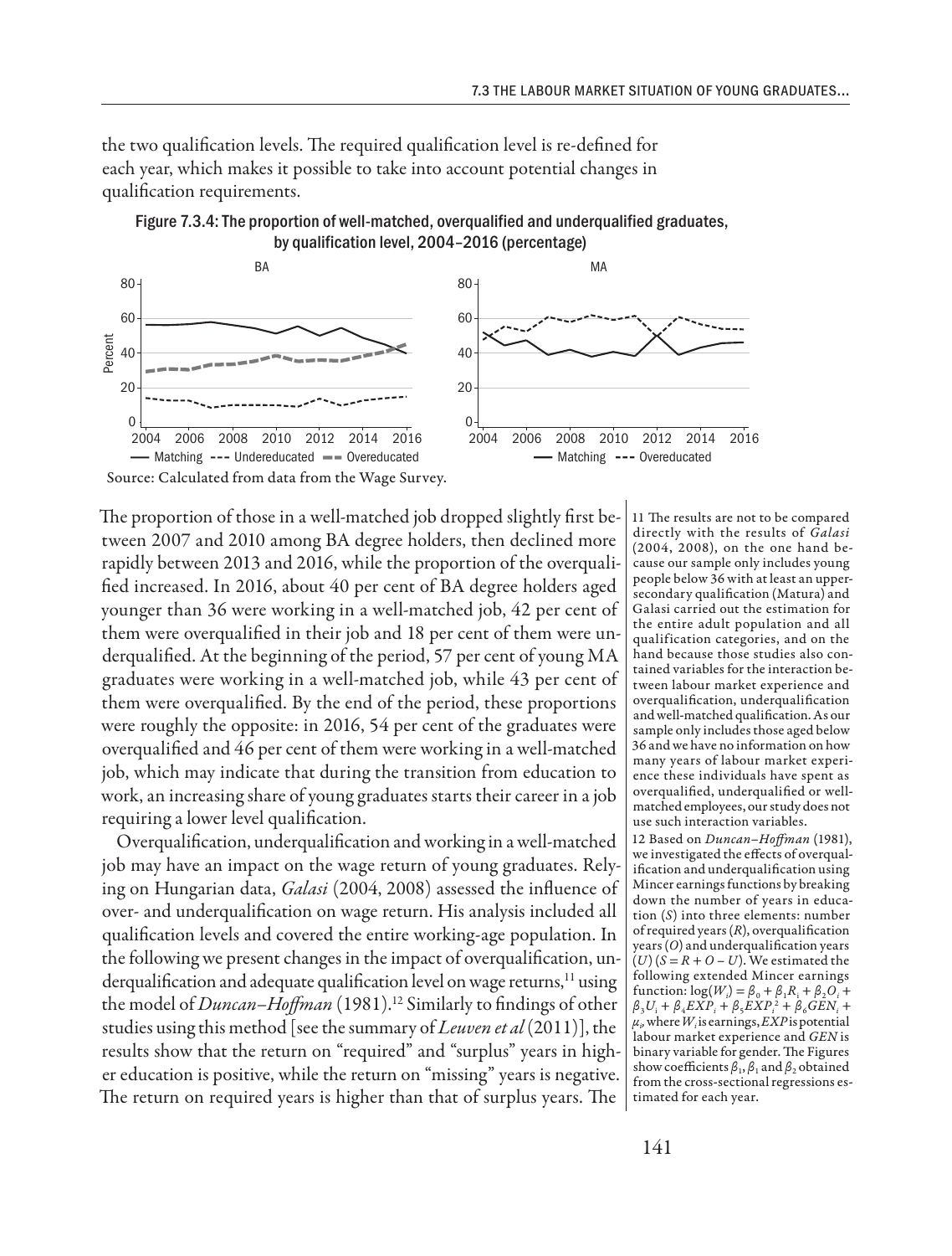the two qualification levels. The required qualification level is re-defined for each year, which makes it possible to take into account potential changes in qualification requirements.

Figure 7.3.4: The proportion of well-matched, overqualified and underqualified graduates, by qualification level, 2004–2016 (percentage)

Source: Calculated from data from the Wage Survey.

The proportion of those in a well-matched job dropped slightly first between 2007 and 2010 among BA degree holders, then declined more rapidly between 2013 and 2016, while the proportion of the overqualified increased. In 2016, about 40 per cent of BA degree holders aged younger than 36 were working in a well-matched job, 42 per cent of them were overqualified in their job and 18 per cent of them were underqualified. At the beginning of the period, 57 per cent of young MA graduates were working in a well-matched job, while 43 per cent of them were overqualified. By the end of the period, these proportions were roughly the opposite: in 2016, 54 per cent of the graduates were overqualified and 46 per cent of them were working in a well-matched job, which may indicate that during the transition from education to work, an increasing share of young graduates starts their career in a job requiring a lower level qualification.

Overqualification, underqualification and working in a well-matched job may have an impact on the wage return of young graduates. Relying on Hungarian data, *Galasi* (2004, 2008) assessed the influence of over- and underqualification on wage return. His analysis included all qualification levels and covered the entire working-age population. In the following we present changes in the impact of overqualification, underqualification and adequate qualification level on wage returns,[11] using the model of *Duncan–Hoffman* (1981).[12] Similarly to findings of other studies using this method [see the summary of *Leuven et al* (2011)], the results show that the return on "required" and "surplus" years in higher education is positive, while the return on "missing" years is negative. The return on required years is higher than that of surplus years. The

11 The results are not to be compared directly with the results of *Galasi* (2004, 2008), on the one hand because our sample only includes young people below 36 with at least an upper-secondary qualification (Matura) and Galasi carried out the estimation for the entire adult population and all qualification categories, and on the hand because those studies also contained variables for the interaction between labour market experience and overqualification, underqualification and well-matched qualification. As our sample only includes those aged below 36 and we have no information on how many years of labour market experience these individuals have spent as overqualified, underqualified or well-matched employees, our study does not use such interaction variables.

12 Based on *Duncan–Hoffman* (1981), we investigated the effects of overqualification and underqualification using Mincer earnings functions by breaking down the number of years in education ($S$) into three elements: number of required years ($R$), overqualification years ($O$) and underqualification years ($U$) ($S = R + O - U$). We estimated the following extended Mincer earnings function: $\log(W_i) = \beta_0 + \beta_1 R_i + \beta_2 O_i + \beta_3 U_i + \beta_4 EXP_i + \beta_5 EXP_i^2 + \beta_6 GEN_i + \mu_i$, where $W_i$ is earnings, $EXP$ is potential labour market experience and $GEN$ is binary variable for gender. The Figures show coefficients $\beta_1$, $\beta_1$ and $\beta_2$ obtained from the cross-sectional regressions estimated for each year.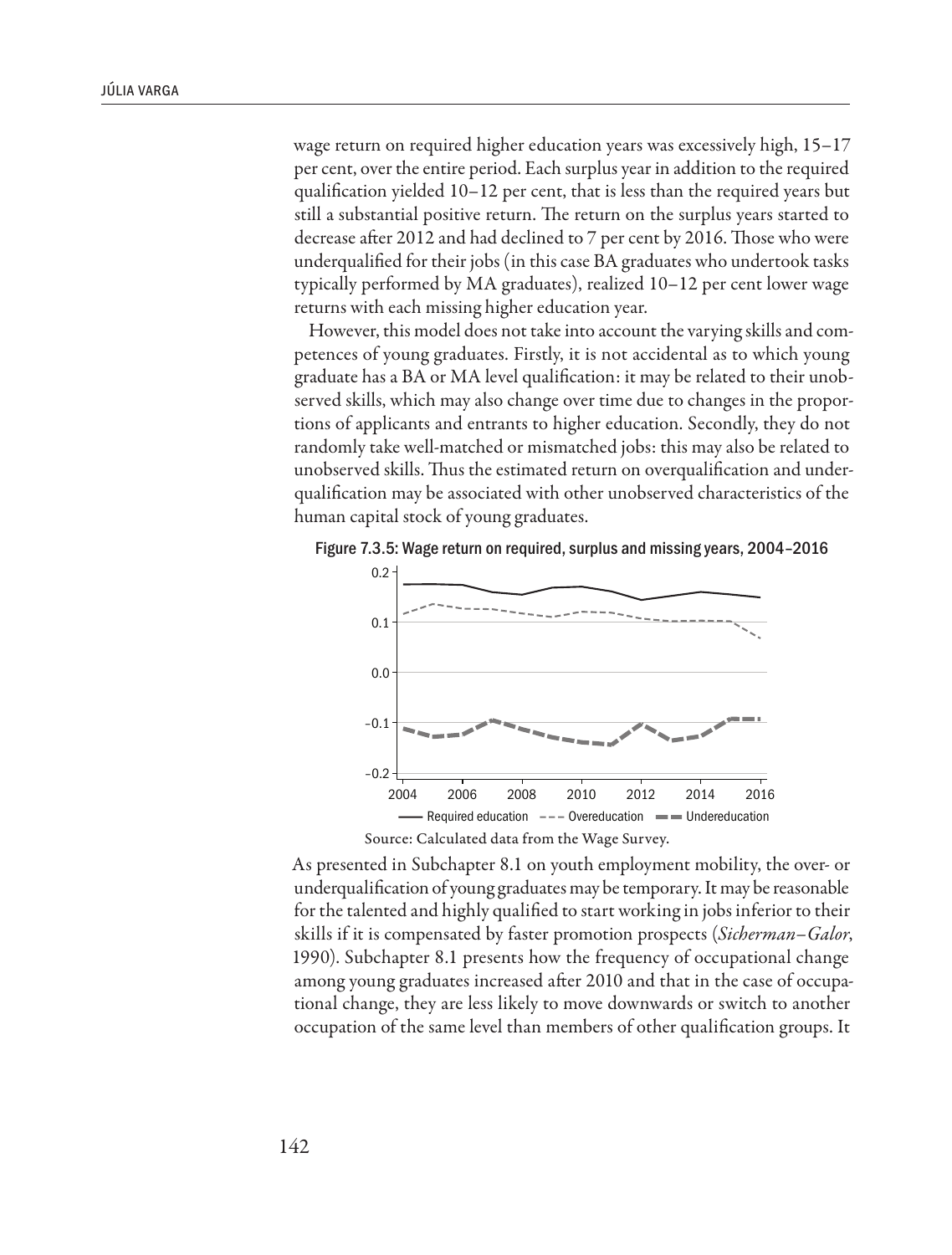wage return on required higher education years was excessively high, 15–17 per cent, over the entire period. Each surplus year in addition to the required qualification yielded 10–12 per cent, that is less than the required years but still a substantial positive return. The return on the surplus years started to decrease after 2012 and had declined to 7 per cent by 2016. Those who were underqualified for their jobs (in this case BA graduates who undertook tasks typically performed by MA graduates), realized 10–12 per cent lower wage returns with each missing higher education year.

However, this model does not take into account the varying skills and competences of young graduates. Firstly, it is not accidental as to which young graduate has a BA or MA level qualification: it may be related to their unobserved skills, which may also change over time due to changes in the proportions of applicants and entrants to higher education. Secondly, they do not randomly take well-matched or mismatched jobs: this may also be related to unobserved skills. Thus the estimated return on overqualification and underqualification may be associated with other unobserved characteristics of the human capital stock of young graduates.

Figure 7.3.5: Wage return on required, surplus and missing years, 2004–2016

Source: Calculated data from the Wage Survey.

As presented in Subchapter 8.1 on youth employment mobility, the over- or underqualification of young graduates may be temporary. It may be reasonable for the talented and highly qualified to start working in jobs inferior to their skills if it is compensated by faster promotion prospects (*Sicherman–Galor*, 1990). Subchapter 8.1 presents how the frequency of occupational change among young graduates increased after 2010 and that in the case of occupational change, they are less likely to move downwards or switch to another occupation of the same level than members of other qualification groups. It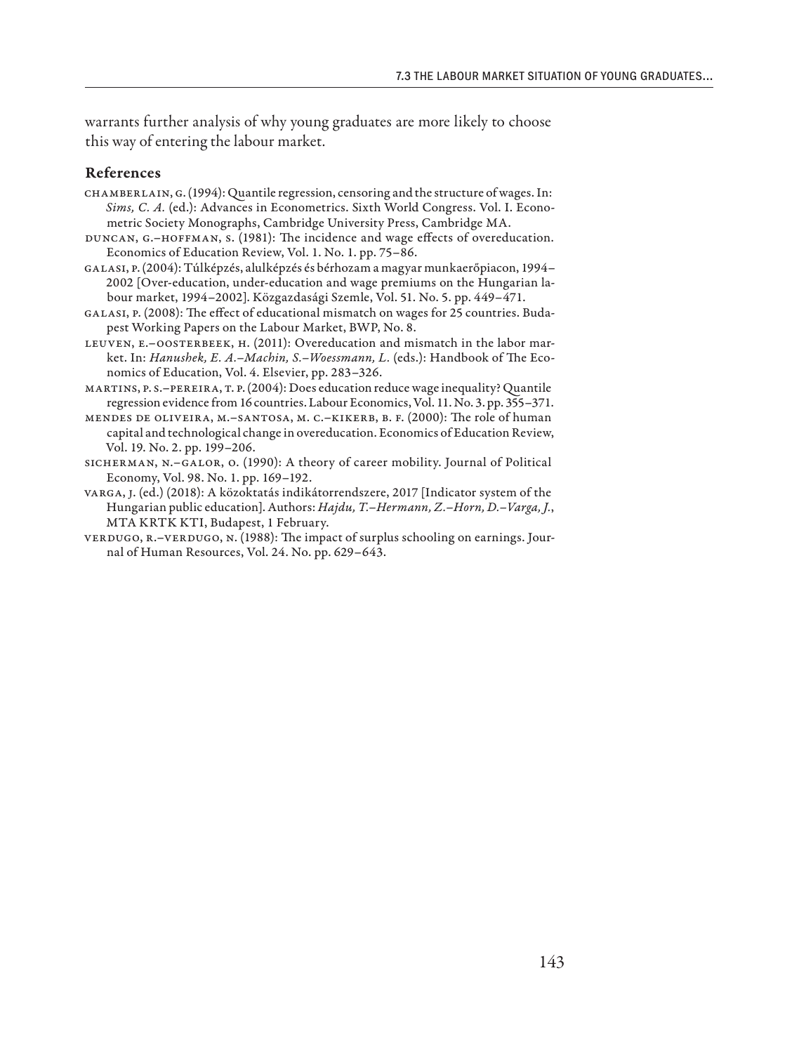warrants further analysis of why young graduates are more likely to choose this way of entering the labour market.

## References

Chamberlain, G. (1994): Quantile regression, censoring and the structure of wages. In: *Sims, C. A.* (ed.): Advances in Econometrics. Sixth World Congress. Vol. I. Econometric Society Monographs, Cambridge University Press, Cambridge MA.

Duncan, G.–Hoffman, S. (1981): The incidence and wage effects of overeducation. Economics of Education Review, Vol. 1. No. 1. pp. 75–86.

Galasi, P. (2004): Túlképzés, alulképzés és bérhozam a magyar munkaerőpiacon, 1994–2002 [Over-education, under-education and wage premiums on the Hungarian labour market, 1994–2002]. Közgazdasági Szemle, Vol. 51. No. 5. pp. 449–471.

Galasi, P. (2008): The effect of educational mismatch on wages for 25 countries. Budapest Working Papers on the Labour Market, BWP, No. 8.

Leuven, E.–Oosterbeek, H. (2011): Overeducation and mismatch in the labor market. In: *Hanushek, E. A.–Machin, S.–Woessmann, L.* (eds.): Handbook of The Economics of Education, Vol. 4. Elsevier, pp. 283–326.

Martins, P. S.–Pereira, T. P. (2004): Does education reduce wage inequality? Quantile regression evidence from 16 countries. Labour Economics, Vol. 11. No. 3. pp. 355–371.

Mendes de Oliveira, M.–Santosa, M. C.–Kikerb, B. F. (2000): The role of human capital and technological change in overeducation. Economics of Education Review, Vol. 19. No. 2. pp. 199–206.

Sicherman, N.–Galor, O. (1990): A theory of career mobility. Journal of Political Economy, Vol. 98. No. 1. pp. 169–192.

Varga, J. (ed.) (2018): A közoktatás indikátorrendszere, 2017 [Indicator system of the Hungarian public education]. Authors: *Hajdu, T.–Hermann, Z.–Horn, D.–Varga, J.*, MTA KRTK KTI, Budapest, 1 February.

Verdugo, R.–Verdugo, N. (1988): The impact of surplus schooling on earnings. Journal of Human Resources, Vol. 24. No. pp. 629–643.